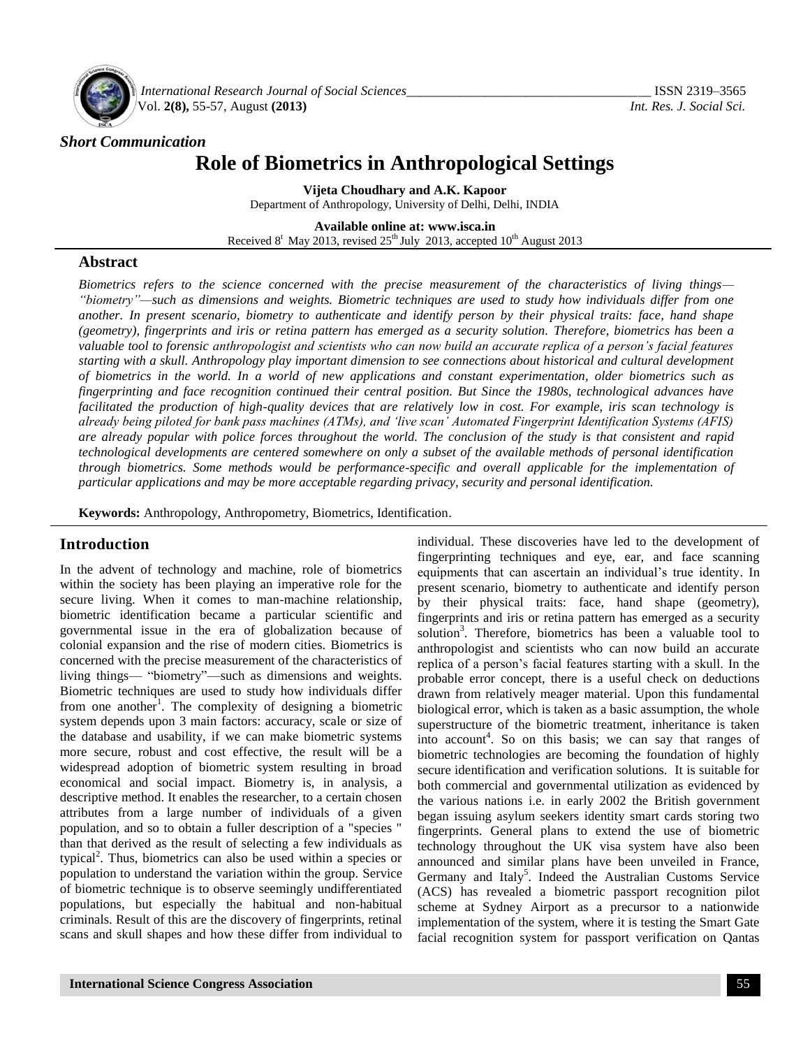*Short Communication*

# Role of Biometrics in Anthropological Settings

**Vijeta Choudhary and A.K. Kapoor**

Department of Anthropology, University of Delhi, Delhi, INDIA

**Available online at: www.isca.in**

Received 8[t] May 2013, revised 25[th] July 2013, accepted 10[th] August 2013

## Abstract

*Biometrics refers to the science concerned with the precise measurement of the characteristics of living things— "biometry"—such as dimensions and weights. Biometric techniques are used to study how individuals differ from one another. In present scenario, biometry to authenticate and identify person by their physical traits: face, hand shape (geometry), fingerprints and iris or retina pattern has emerged as a security solution. Therefore, biometrics has been a valuable tool to forensic anthropologist and scientists who can now build an accurate replica of a person's facial features starting with a skull. Anthropology play important dimension to see connections about historical and cultural development of biometrics in the world. In a world of new applications and constant experimentation, older biometrics such as fingerprinting and face recognition continued their central position. But Since the 1980s, technological advances have facilitated the production of high-quality devices that are relatively low in cost. For example, iris scan technology is already being piloted for bank pass machines (ATMs), and 'live scan' Automated Fingerprint Identification Systems (AFIS) are already popular with police forces throughout the world. The conclusion of the study is that consistent and rapid technological developments are centered somewhere on only a subset of the available methods of personal identification through biometrics. Some methods would be performance-specific and overall applicable for the implementation of particular applications and may be more acceptable regarding privacy, security and personal identification.*

**Keywords:** Anthropology, Anthropometry, Biometrics, Identification.

## Introduction

In the advent of technology and machine, role of biometrics within the society has been playing an imperative role for the secure living. When it comes to man-machine relationship, biometric identification became a particular scientific and governmental issue in the era of globalization because of colonial expansion and the rise of modern cities. Biometrics is concerned with the precise measurement of the characteristics of living things— "biometry"—such as dimensions and weights. Biometric techniques are used to study how individuals differ from one another[1]. The complexity of designing a biometric system depends upon 3 main factors: accuracy, scale or size of the database and usability, if we can make biometric systems more secure, robust and cost effective, the result will be a widespread adoption of biometric system resulting in broad economical and social impact. Biometry is, in analysis, a descriptive method. It enables the researcher, to a certain chosen attributes from a large number of individuals of a given population, and so to obtain a fuller description of a "species " than that derived as the result of selecting a few individuals as typical[2]. Thus, biometrics can also be used within a species or population to understand the variation within the group. Service of biometric technique is to observe seemingly undifferentiated populations, but especially the habitual and non-habitual criminals. Result of this are the discovery of fingerprints, retinal scans and skull shapes and how these differ from individual to individual. These discoveries have led to the development of fingerprinting techniques and eye, ear, and face scanning equipments that can ascertain an individual's true identity. In present scenario, biometry to authenticate and identify person by their physical traits: face, hand shape (geometry), fingerprints and iris or retina pattern has emerged as a security solution[3]. Therefore, biometrics has been a valuable tool to anthropologist and scientists who can now build an accurate replica of a person's facial features starting with a skull. In the probable error concept, there is a useful check on deductions drawn from relatively meager material. Upon this fundamental biological error, which is taken as a basic assumption, the whole superstructure of the biometric treatment, inheritance is taken into account[4]. So on this basis; we can say that ranges of biometric technologies are becoming the foundation of highly secure identification and verification solutions. It is suitable for both commercial and governmental utilization as evidenced by the various nations i.e. in early 2002 the British government began issuing asylum seekers identity smart cards storing two fingerprints. General plans to extend the use of biometric technology throughout the UK visa system have also been announced and similar plans have been unveiled in France, Germany and Italy[5]. Indeed the Australian Customs Service (ACS) has revealed a biometric passport recognition pilot scheme at Sydney Airport as a precursor to a nationwide implementation of the system, where it is testing the Smart Gate facial recognition system for passport verification on Qantas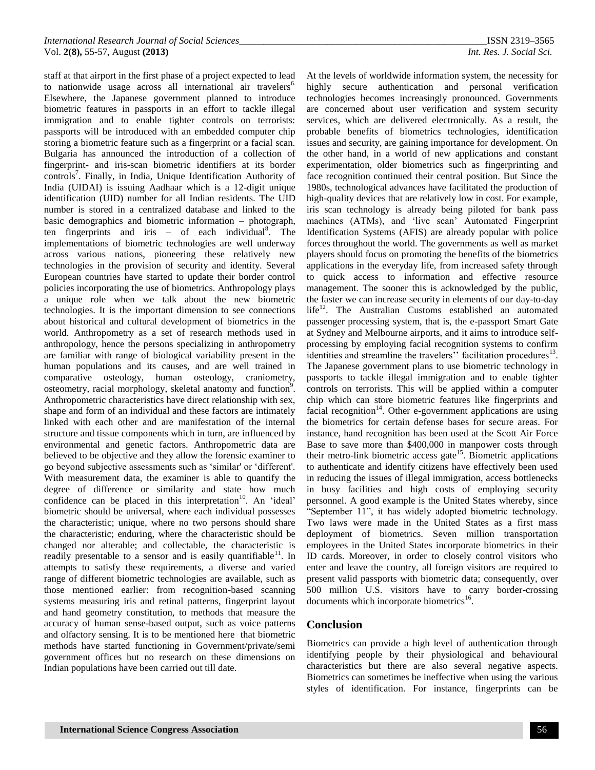staff at that airport in the first phase of a project expected to lead to nationwide usage across all international air travelers[6]. Elsewhere, the Japanese government planned to introduce biometric features in passports in an effort to tackle illegal immigration and to enable tighter controls on terrorists: passports will be introduced with an embedded computer chip storing a biometric feature such as a fingerprint or a facial scan. Bulgaria has announced the introduction of a collection of fingerprint- and iris-scan biometric identifiers at its border controls[7]. Finally, in India, Unique Identification Authority of India (UIDAI) is issuing Aadhaar which is a 12-digit unique identification (UID) number for all Indian residents. The UID number is stored in a centralized database and linked to the basic demographics and biometric information – photograph, ten fingerprints and iris – of each individual[8]. The implementations of biometric technologies are well underway across various nations, pioneering these relatively new technologies in the provision of security and identity. Several European countries have started to update their border control policies incorporating the use of biometrics. Anthropology plays a unique role when we talk about the new biometric technologies. It is the important dimension to see connections about historical and cultural development of biometrics in the world. Anthropometry as a set of research methods used in anthropology, hence the persons specializing in anthropometry are familiar with range of biological variability present in the human populations and its causes, and are well trained in comparative osteology, human osteology, craniometry, osteometry, racial morphology, skeletal anatomy and function[9]. Anthropometric characteristics have direct relationship with sex, shape and form of an individual and these factors are intimately linked with each other and are manifestation of the internal structure and tissue components which in turn, are influenced by environmental and genetic factors. Anthropometric data are believed to be objective and they allow the forensic examiner to go beyond subjective assessments such as 'similar' or 'different'. With measurement data, the examiner is able to quantify the degree of difference or similarity and state how much confidence can be placed in this interpretation[10]. An 'ideal' biometric should be universal, where each individual possesses the characteristic; unique, where no two persons should share the characteristic; enduring, where the characteristic should be changed nor alterable; and collectable, the characteristic is readily presentable to a sensor and is easily quantifiable[11]. In attempts to satisfy these requirements, a diverse and varied range of different biometric technologies are available, such as those mentioned earlier: from recognition-based scanning systems measuring iris and retinal patterns, fingerprint layout and hand geometry constitution, to methods that measure the accuracy of human sense-based output, such as voice patterns and olfactory sensing. It is to be mentioned here that biometric methods have started functioning in Government/private/semi government offices but no research on these dimensions on Indian populations have been carried out till date.

At the levels of worldwide information system, the necessity for highly secure authentication and personal verification technologies becomes increasingly pronounced. Governments are concerned about user verification and system security services, which are delivered electronically. As a result, the probable benefits of biometrics technologies, identification issues and security, are gaining importance for development. On the other hand, in a world of new applications and constant experimentation, older biometrics such as fingerprinting and face recognition continued their central position. But Since the 1980s, technological advances have facilitated the production of high-quality devices that are relatively low in cost. For example, iris scan technology is already being piloted for bank pass machines (ATMs), and 'live scan' Automated Fingerprint Identification Systems (AFIS) are already popular with police forces throughout the world. The governments as well as market players should focus on promoting the benefits of the biometrics applications in the everyday life, from increased safety through to quick access to information and effective resource management. The sooner this is acknowledged by the public, the faster we can increase security in elements of our day-to-day life[12]. The Australian Customs established an automated passenger processing system, that is, the e-passport Smart Gate at Sydney and Melbourne airports, and it aims to introduce self-processing by employing facial recognition systems to confirm identities and streamline the travelers'' facilitation procedures[13]. The Japanese government plans to use biometric technology in passports to tackle illegal immigration and to enable tighter controls on terrorists. This will be applied within a computer chip which can store biometric features like fingerprints and facial recognition[14]. Other e-government applications are using the biometrics for certain defense bases for secure areas. For instance, hand recognition has been used at the Scott Air Force Base to save more than \$400,000 in manpower costs through their metro-link biometric access gate[15]. Biometric applications to authenticate and identify citizens have effectively been used in reducing the issues of illegal immigration, access bottlenecks in busy facilities and high costs of employing security personnel. A good example is the United States whereby, since "September 11", it has widely adopted biometric technology. Two laws were made in the United States as a first mass deployment of biometrics. Seven million transportation employees in the United States incorporate biometrics in their ID cards. Moreover, in order to closely control visitors who enter and leave the country, all foreign visitors are required to present valid passports with biometric data; consequently, over 500 million U.S. visitors have to carry border-crossing documents which incorporate biometrics[16].

## Conclusion

Biometrics can provide a high level of authentication through identifying people by their physiological and behavioural characteristics but there are also several negative aspects. Biometrics can sometimes be ineffective when using the various styles of identification. For instance, fingerprints can be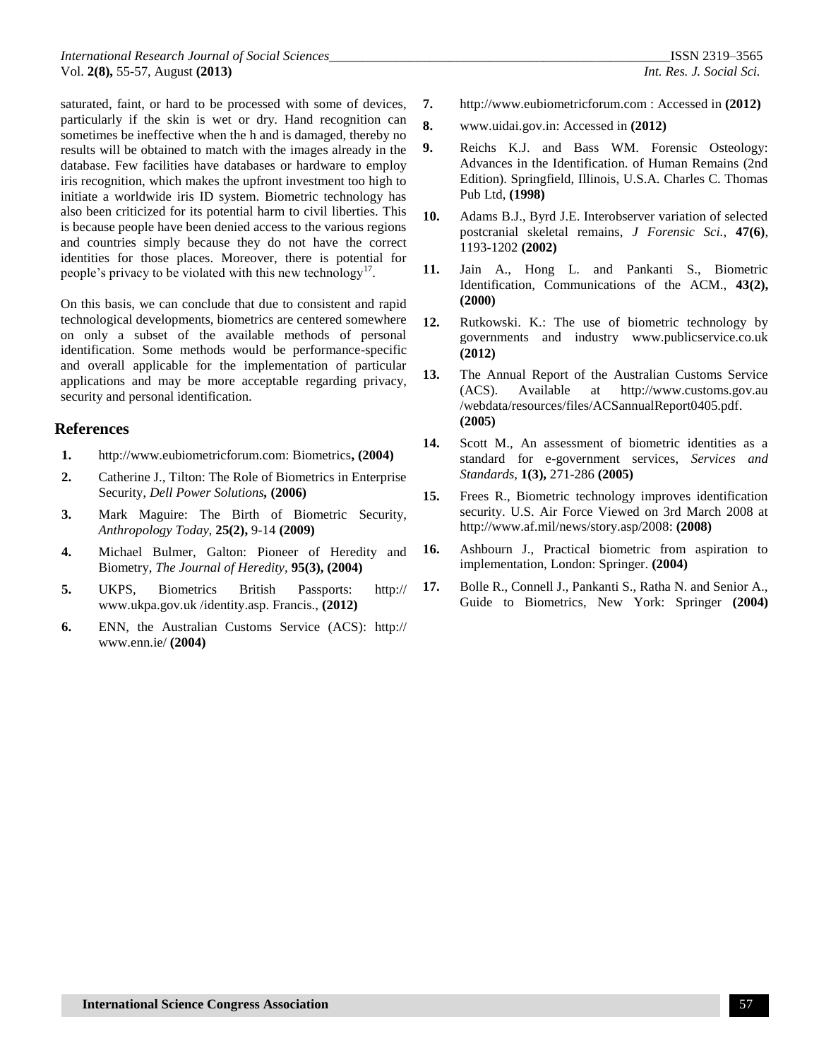saturated, faint, or hard to be processed with some of devices, particularly if the skin is wet or dry. Hand recognition can sometimes be ineffective when the h and is damaged, thereby no results will be obtained to match with the images already in the database. Few facilities have databases or hardware to employ iris recognition, which makes the upfront investment too high to initiate a worldwide iris ID system. Biometric technology has also been criticized for its potential harm to civil liberties. This is because people have been denied access to the various regions and countries simply because they do not have the correct identities for those places. Moreover, there is potential for people's privacy to be violated with this new technology[17].

On this basis, we can conclude that due to consistent and rapid technological developments, biometrics are centered somewhere on only a subset of the available methods of personal identification. Some methods would be performance-specific and overall applicable for the implementation of particular applications and may be more acceptable regarding privacy, security and personal identification.

## References

1. http://www.eubiometricforum.com: Biometrics**, (2004)**
2. Catherine J., Tilton: The Role of Biometrics in Enterprise Security, *Dell Power Solutions,* **(2006)**
3. Mark Maguire: The Birth of Biometric Security, *Anthropology Today,* **25(2),** 9-14 **(2009)**
4. Michael Bulmer, Galton: Pioneer of Heredity and Biometry, *The Journal of Heredity,* **95(3), (2004)**
5. UKPS, Biometrics British Passports: http:// www.ukpa.gov.uk /identity.asp. Francis., **(2012)**
6. ENN, the Australian Customs Service (ACS): http:// www.enn.ie/ **(2004)**
7. http://www.eubiometricforum.com : Accessed in **(2012)**
8. www.uidai.gov.in: Accessed in **(2012)**
9. Reichs K.J. and Bass WM. Forensic Osteology: Advances in the Identification. of Human Remains (2nd Edition). Springfield, Illinois, U.S.A. Charles C. Thomas Pub Ltd, **(1998)**
10. Adams B.J., Byrd J.E. Interobserver variation of selected postcranial skeletal remains, *J Forensic Sci.,* **47(6)**, 1193-1202 **(2002)**
11. Jain A., Hong L. and Pankanti S., Biometric Identification, Communications of the ACM., **43(2), (2000)**
12. Rutkowski. K.: The use of biometric technology by governments and industry www.publicservice.co.uk **(2012)**
13. The Annual Report of the Australian Customs Service (ACS). Available at http://www.customs.gov.au /webdata/resources/files/ACSannualReport0405.pdf. **(2005)**
14. Scott M., An assessment of biometric identities as a standard for e-government services, *Services and Standards,* **1(3),** 271-286 **(2005)**
15. Frees R., Biometric technology improves identification security. U.S. Air Force Viewed on 3rd March 2008 at http://www.af.mil/news/story.asp/2008: **(2008)**
16. Ashbourn J., Practical biometric from aspiration to implementation, London: Springer. **(2004)**
17. Bolle R., Connell J., Pankanti S., Ratha N. and Senior A., Guide to Biometrics, New York: Springer **(2004)**